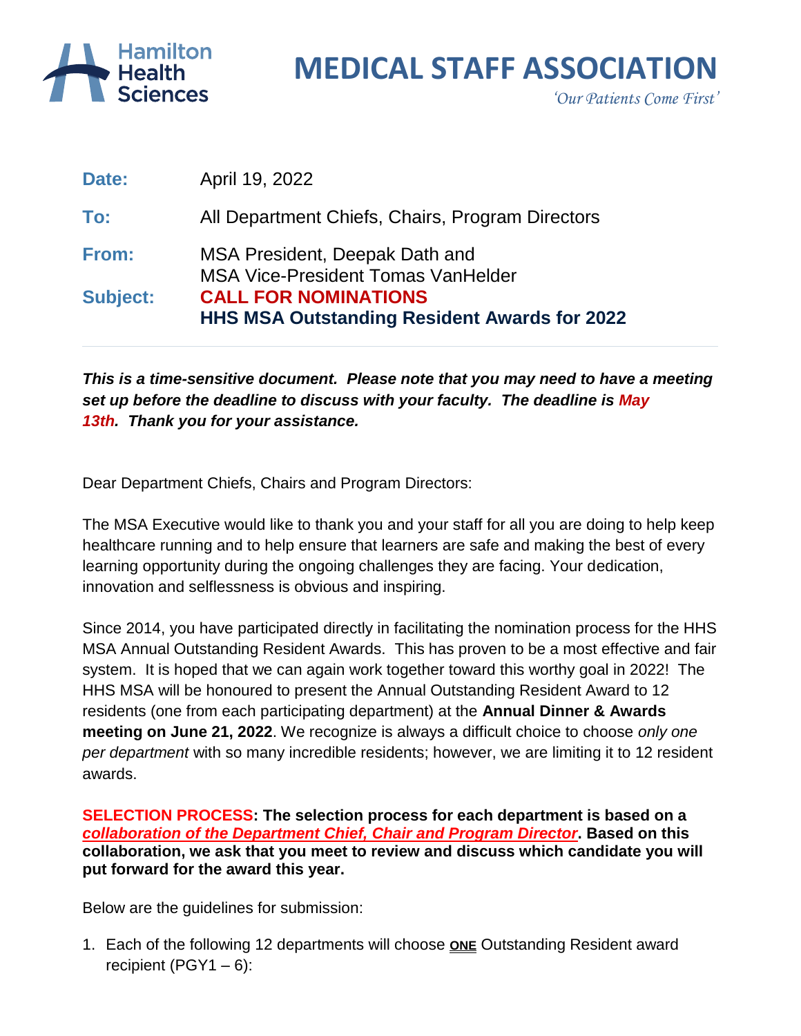Hamilton Health Sciences

# MEDICAL STAFF ASSOCIATION

*'Our Patients Come First'*

| | |
|---|---|
| **Date:** | April 19, 2022 |
| **To:** | All Department Chiefs, Chairs, Program Directors |
| **From:** | MSA President, Deepak Dath and MSA Vice-President Tomas VanHelder |
| **Subject:** | **CALL FOR NOMINATIONS** **HHS MSA Outstanding Resident Awards for 2022** |

***This is a time-sensitive document. Please note that you may need to have a meeting set up before the deadline to discuss with your faculty. The deadline is May 13th. Thank you for your assistance.***

Dear Department Chiefs, Chairs and Program Directors:

The MSA Executive would like to thank you and your staff for all you are doing to help keep healthcare running and to help ensure that learners are safe and making the best of every learning opportunity during the ongoing challenges they are facing. Your dedication, innovation and selflessness is obvious and inspiring.

Since 2014, you have participated directly in facilitating the nomination process for the HHS MSA Annual Outstanding Resident Awards. This has proven to be a most effective and fair system. It is hoped that we can again work together toward this worthy goal in 2022! The HHS MSA will be honoured to present the Annual Outstanding Resident Award to 12 residents (one from each participating department) at the **Annual Dinner & Awards meeting on June 21, 2022**. We recognize is always a difficult choice to choose *only one per department* with so many incredible residents; however, we are limiting it to 12 resident awards.

**SELECTION PROCESS: The selection process for each department is based on a *collaboration of the Department Chief, Chair and Program Director*. Based on this collaboration, we ask that you meet to review and discuss which candidate you will put forward for the award this year.**

Below are the guidelines for submission:

1. Each of the following 12 departments will choose **ONE** Outstanding Resident award recipient (PGY1 – 6):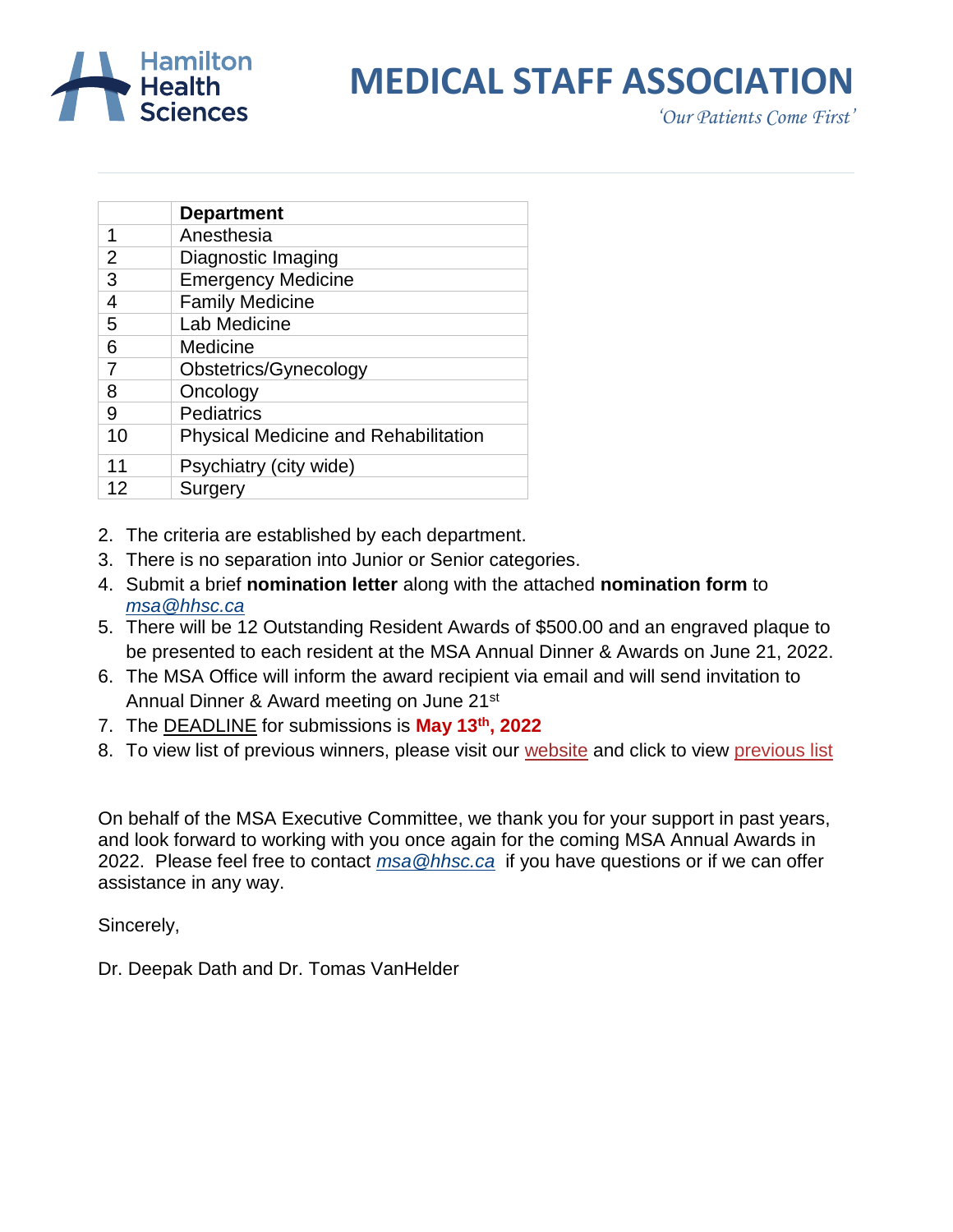# MEDICAL STAFF ASSOCIATION

*'Our Patients Come First'*

| | Department |
|---|---|
| 1 | Anesthesia |
| 2 | Diagnostic Imaging |
| 3 | Emergency Medicine |
| 4 | Family Medicine |
| 5 | Lab Medicine |
| 6 | Medicine |
| 7 | Obstetrics/Gynecology |
| 8 | Oncology |
| 9 | Pediatrics |
| 10 | Physical Medicine and Rehabilitation |
| 11 | Psychiatry (city wide) |
| 12 | Surgery |

2. The criteria are established by each department.
3. There is no separation into Junior or Senior categories.
4. Submit a brief **nomination letter** along with the attached **nomination form** to *msa@hhsc.ca*
5. There will be 12 Outstanding Resident Awards of $500.00 and an engraved plaque to be presented to each resident at the MSA Annual Dinner & Awards on June 21, 2022.
6. The MSA Office will inform the award recipient via email and will send invitation to Annual Dinner & Award meeting on June 21st
7. The DEADLINE for submissions is **May 13th, 2022**
8. To view list of previous winners, please visit our website and click to view previous list

On behalf of the MSA Executive Committee, we thank you for your support in past years, and look forward to working with you once again for the coming MSA Annual Awards in 2022. Please feel free to contact *msa@hhsc.ca* if you have questions or if we can offer assistance in any way.

Sincerely,

Dr. Deepak Dath and Dr. Tomas VanHelder